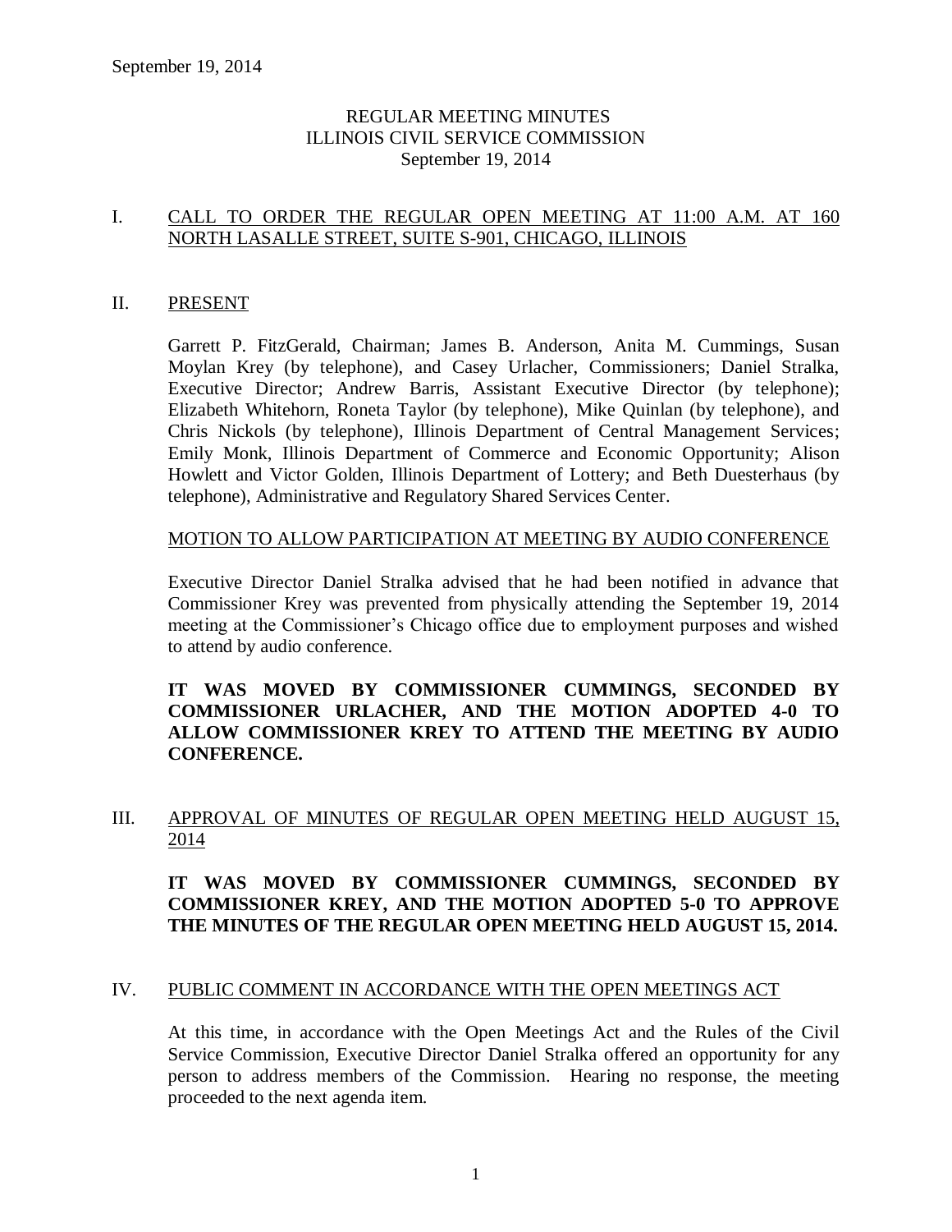# REGULAR MEETING MINUTES
# ILLINOIS CIVIL SERVICE COMMISSION
September 19, 2014

## I. CALL TO ORDER THE REGULAR OPEN MEETING AT 11:00 A.M. AT 160 NORTH LASALLE STREET, SUITE S-901, CHICAGO, ILLINOIS

## II. PRESENT

Garrett P. FitzGerald, Chairman; James B. Anderson, Anita M. Cummings, Susan Moylan Krey (by telephone), and Casey Urlacher, Commissioners; Daniel Stralka, Executive Director; Andrew Barris, Assistant Executive Director (by telephone); Elizabeth Whitehorn, Roneta Taylor (by telephone), Mike Quinlan (by telephone), and Chris Nickols (by telephone), Illinois Department of Central Management Services; Emily Monk, Illinois Department of Commerce and Economic Opportunity; Alison Howlett and Victor Golden, Illinois Department of Lottery; and Beth Duesterhaus (by telephone), Administrative and Regulatory Shared Services Center.

### MOTION TO ALLOW PARTICIPATION AT MEETING BY AUDIO CONFERENCE

Executive Director Daniel Stralka advised that he had been notified in advance that Commissioner Krey was prevented from physically attending the September 19, 2014 meeting at the Commissioner's Chicago office due to employment purposes and wished to attend by audio conference.

**IT WAS MOVED BY COMMISSIONER CUMMINGS, SECONDED BY COMMISSIONER URLACHER, AND THE MOTION ADOPTED 4-0 TO ALLOW COMMISSIONER KREY TO ATTEND THE MEETING BY AUDIO CONFERENCE.**

## III. APPROVAL OF MINUTES OF REGULAR OPEN MEETING HELD AUGUST 15, 2014

**IT WAS MOVED BY COMMISSIONER CUMMINGS, SECONDED BY COMMISSIONER KREY, AND THE MOTION ADOPTED 5-0 TO APPROVE THE MINUTES OF THE REGULAR OPEN MEETING HELD AUGUST 15, 2014.**

## IV. PUBLIC COMMENT IN ACCORDANCE WITH THE OPEN MEETINGS ACT

At this time, in accordance with the Open Meetings Act and the Rules of the Civil Service Commission, Executive Director Daniel Stralka offered an opportunity for any person to address members of the Commission. Hearing no response, the meeting proceeded to the next agenda item.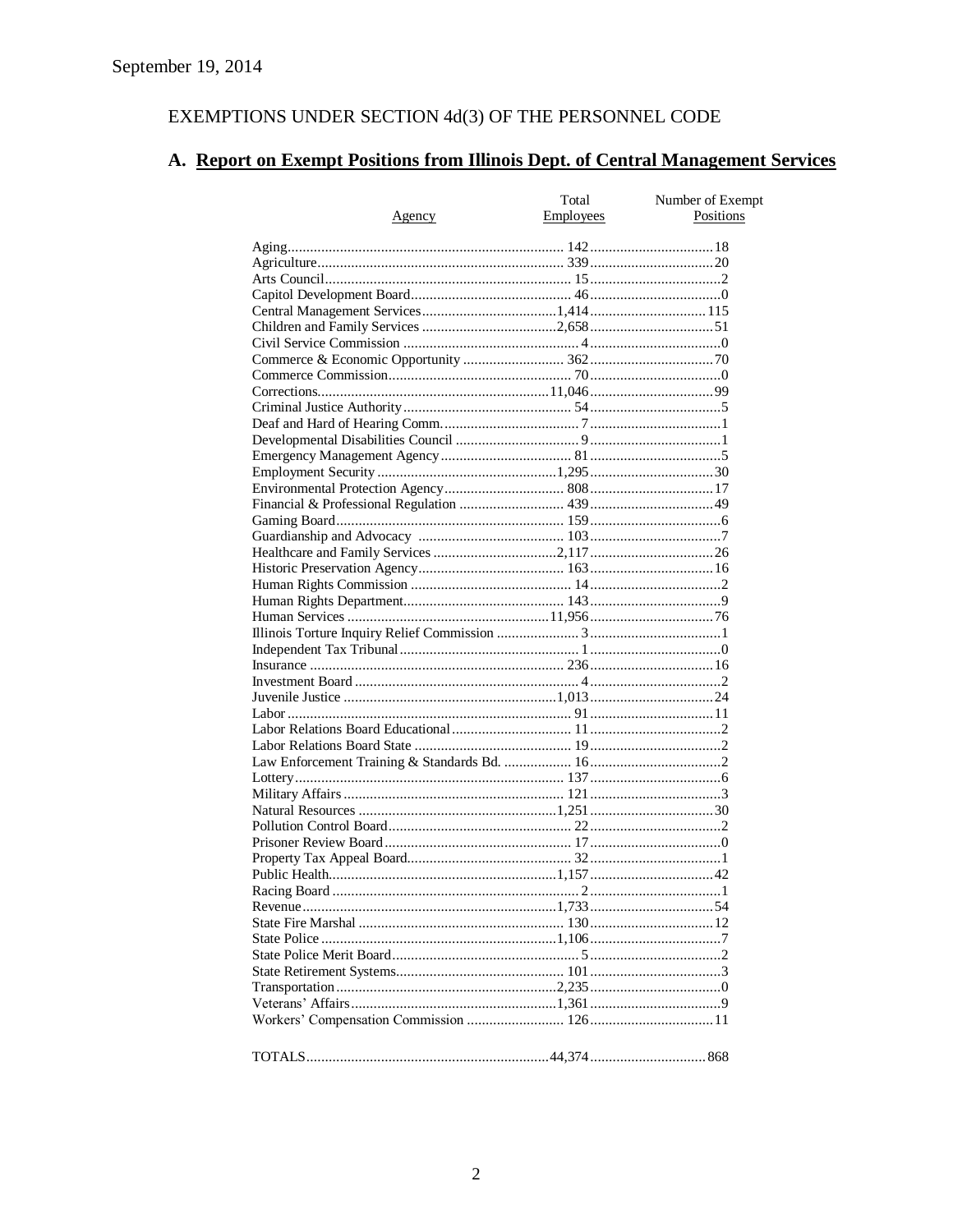September 19, 2014

EXEMPTIONS UNDER SECTION 4d(3) OF THE PERSONNEL CODE

## A. Report on Exempt Positions from Illinois Dept. of Central Management Services

| Agency | Total Employees | Number of Exempt Positions |
|---|---|---|
| Aging | 142 | 18 |
| Agriculture | 339 | 20 |
| Arts Council | 15 | 2 |
| Capitol Development Board | 46 | 0 |
| Central Management Services | 1,414 | 115 |
| Children and Family Services | 2,658 | 51 |
| Civil Service Commission | 4 | 0 |
| Commerce & Economic Opportunity | 362 | 70 |
| Commerce Commission | 70 | 0 |
| Corrections | 11,046 | 99 |
| Criminal Justice Authority | 54 | 5 |
| Deaf and Hard of Hearing Comm. | 7 | 1 |
| Developmental Disabilities Council | 9 | 1 |
| Emergency Management Agency | 81 | 5 |
| Employment Security | 1,295 | 30 |
| Environmental Protection Agency | 808 | 17 |
| Financial & Professional Regulation | 439 | 49 |
| Gaming Board | 159 | 6 |
| Guardianship and Advocacy | 103 | 7 |
| Healthcare and Family Services | 2,117 | 26 |
| Historic Preservation Agency | 163 | 16 |
| Human Rights Commission | 14 | 2 |
| Human Rights Department | 143 | 9 |
| Human Services | 11,956 | 76 |
| Illinois Torture Inquiry Relief Commission | 3 | 1 |
| Independent Tax Tribunal | 1 | 0 |
| Insurance | 236 | 16 |
| Investment Board | 4 | 2 |
| Juvenile Justice | 1,013 | 24 |
| Labor | 91 | 11 |
| Labor Relations Board Educational | 11 | 2 |
| Labor Relations Board State | 19 | 2 |
| Law Enforcement Training & Standards Bd. | 16 | 2 |
| Lottery | 137 | 6 |
| Military Affairs | 121 | 3 |
| Natural Resources | 1,251 | 30 |
| Pollution Control Board | 22 | 2 |
| Prisoner Review Board | 17 | 0 |
| Property Tax Appeal Board | 32 | 1 |
| Public Health | 1,157 | 42 |
| Racing Board | 2 | 1 |
| Revenue | 1,733 | 54 |
| State Fire Marshal | 130 | 12 |
| State Police | 1,106 | 7 |
| State Police Merit Board | 5 | 2 |
| State Retirement Systems | 101 | 3 |
| Transportation | 2,235 | 0 |
| Veterans' Affairs | 1,361 | 9 |
| Workers' Compensation Commission | 126 | 11 |
| TOTALS | 44,374 | 868 |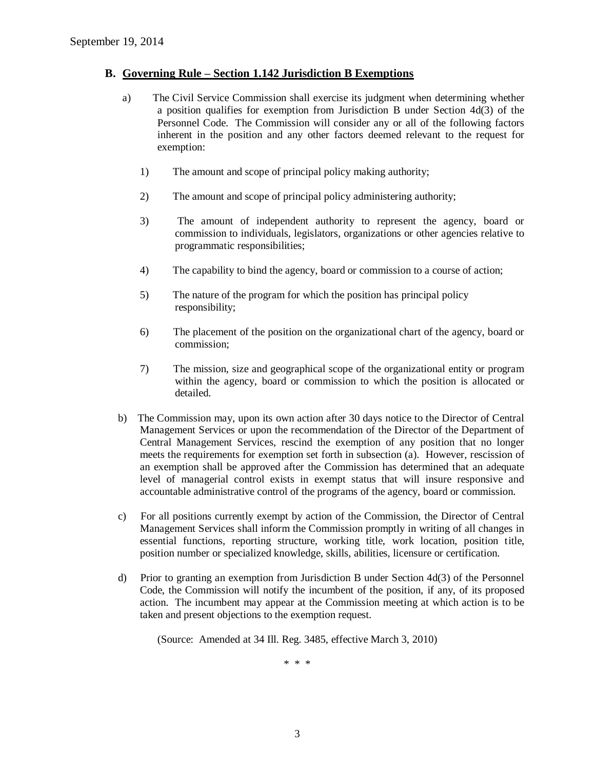## B. Governing Rule – Section 1.142 Jurisdiction B Exemptions

a) The Civil Service Commission shall exercise its judgment when determining whether a position qualifies for exemption from Jurisdiction B under Section 4d(3) of the Personnel Code. The Commission will consider any or all of the following factors inherent in the position and any other factors deemed relevant to the request for exemption:

1) The amount and scope of principal policy making authority;

2) The amount and scope of principal policy administering authority;

3) The amount of independent authority to represent the agency, board or commission to individuals, legislators, organizations or other agencies relative to programmatic responsibilities;

4) The capability to bind the agency, board or commission to a course of action;

5) The nature of the program for which the position has principal policy responsibility;

6) The placement of the position on the organizational chart of the agency, board or commission;

7) The mission, size and geographical scope of the organizational entity or program within the agency, board or commission to which the position is allocated or detailed.

b) The Commission may, upon its own action after 30 days notice to the Director of Central Management Services or upon the recommendation of the Director of the Department of Central Management Services, rescind the exemption of any position that no longer meets the requirements for exemption set forth in subsection (a). However, rescission of an exemption shall be approved after the Commission has determined that an adequate level of managerial control exists in exempt status that will insure responsive and accountable administrative control of the programs of the agency, board or commission.

c) For all positions currently exempt by action of the Commission, the Director of Central Management Services shall inform the Commission promptly in writing of all changes in essential functions, reporting structure, working title, work location, position title, position number or specialized knowledge, skills, abilities, licensure or certification.

d) Prior to granting an exemption from Jurisdiction B under Section 4d(3) of the Personnel Code, the Commission will notify the incumbent of the position, if any, of its proposed action. The incumbent may appear at the Commission meeting at which action is to be taken and present objections to the exemption request.

(Source: Amended at 34 Ill. Reg. 3485, effective March 3, 2010)

\* \* \*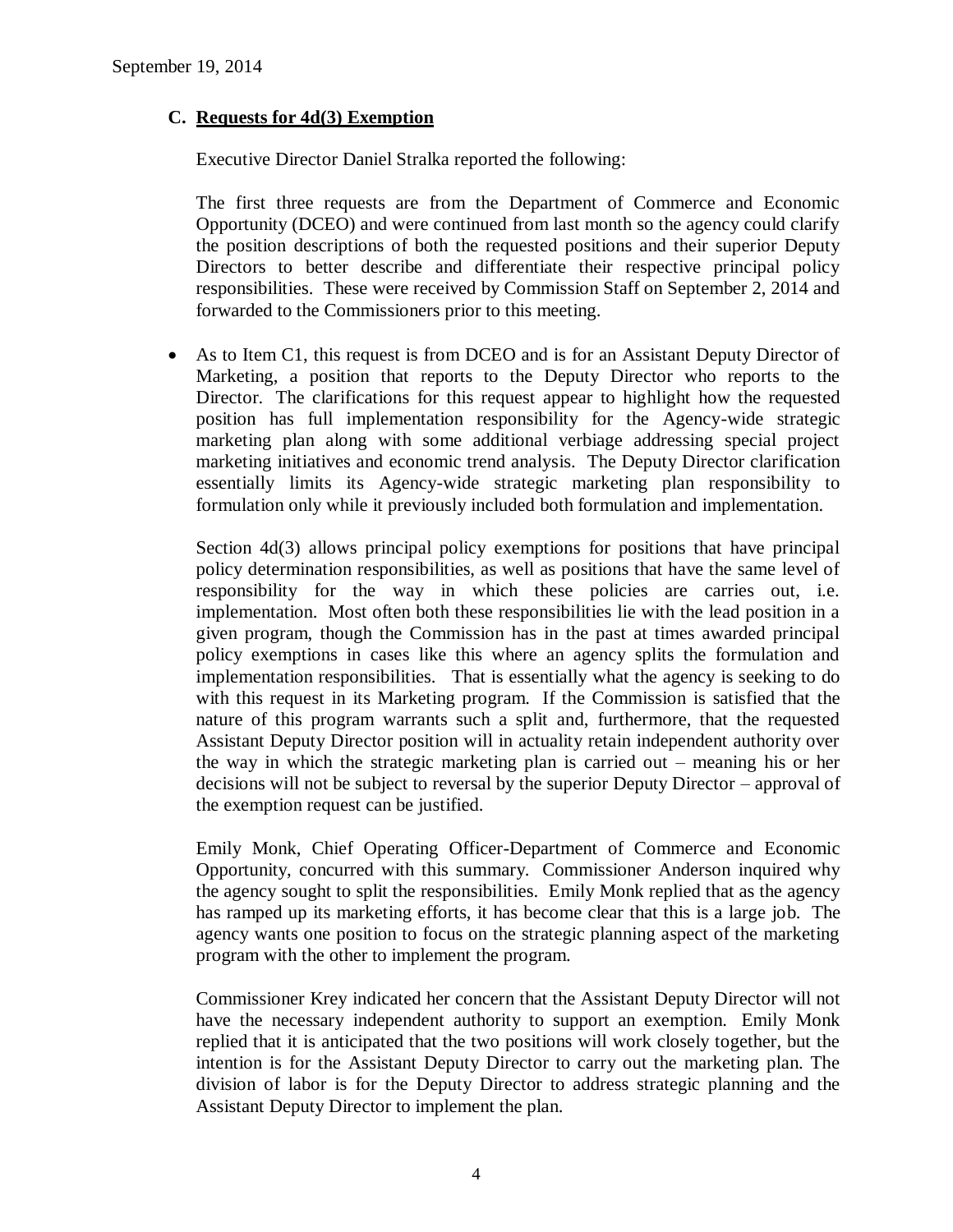September 19, 2014

## C. Requests for 4d(3) Exemption

Executive Director Daniel Stralka reported the following:

The first three requests are from the Department of Commerce and Economic Opportunity (DCEO) and were continued from last month so the agency could clarify the position descriptions of both the requested positions and their superior Deputy Directors to better describe and differentiate their respective principal policy responsibilities. These were received by Commission Staff on September 2, 2014 and forwarded to the Commissioners prior to this meeting.

- As to Item C1, this request is from DCEO and is for an Assistant Deputy Director of Marketing, a position that reports to the Deputy Director who reports to the Director. The clarifications for this request appear to highlight how the requested position has full implementation responsibility for the Agency-wide strategic marketing plan along with some additional verbiage addressing special project marketing initiatives and economic trend analysis. The Deputy Director clarification essentially limits its Agency-wide strategic marketing plan responsibility to formulation only while it previously included both formulation and implementation.

  Section 4d(3) allows principal policy exemptions for positions that have principal policy determination responsibilities, as well as positions that have the same level of responsibility for the way in which these policies are carries out, i.e. implementation. Most often both these responsibilities lie with the lead position in a given program, though the Commission has in the past at times awarded principal policy exemptions in cases like this where an agency splits the formulation and implementation responsibilities. That is essentially what the agency is seeking to do with this request in its Marketing program. If the Commission is satisfied that the nature of this program warrants such a split and, furthermore, that the requested Assistant Deputy Director position will in actuality retain independent authority over the way in which the strategic marketing plan is carried out – meaning his or her decisions will not be subject to reversal by the superior Deputy Director – approval of the exemption request can be justified.

  Emily Monk, Chief Operating Officer-Department of Commerce and Economic Opportunity, concurred with this summary. Commissioner Anderson inquired why the agency sought to split the responsibilities. Emily Monk replied that as the agency has ramped up its marketing efforts, it has become clear that this is a large job. The agency wants one position to focus on the strategic planning aspect of the marketing program with the other to implement the program.

  Commissioner Krey indicated her concern that the Assistant Deputy Director will not have the necessary independent authority to support an exemption. Emily Monk replied that it is anticipated that the two positions will work closely together, but the intention is for the Assistant Deputy Director to carry out the marketing plan. The division of labor is for the Deputy Director to address strategic planning and the Assistant Deputy Director to implement the plan.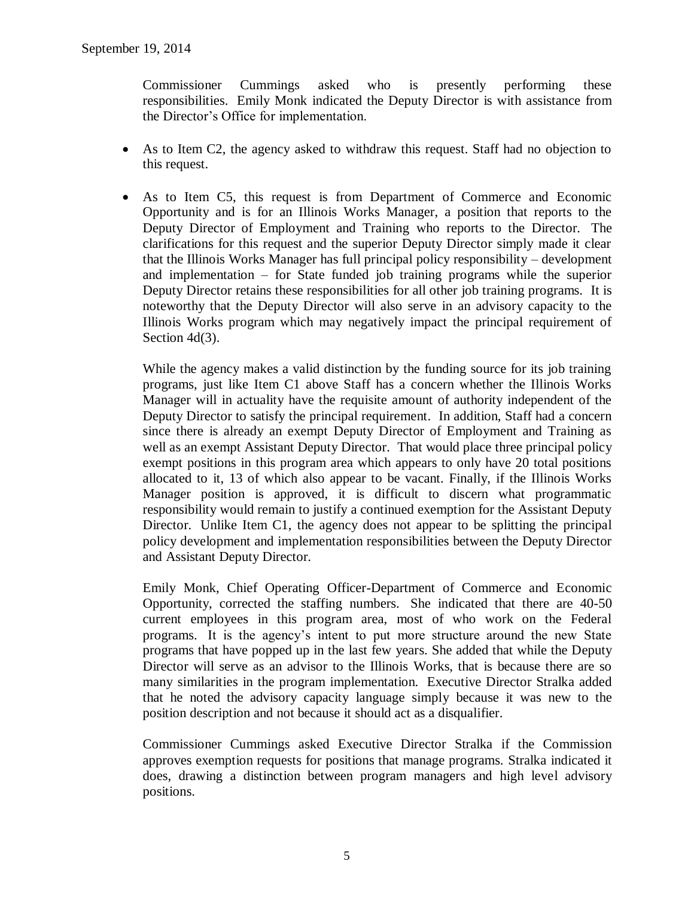Commissioner Cummings asked who is presently performing these responsibilities. Emily Monk indicated the Deputy Director is with assistance from the Director's Office for implementation.

- As to Item C2, the agency asked to withdraw this request. Staff had no objection to this request.

- As to Item C5, this request is from Department of Commerce and Economic Opportunity and is for an Illinois Works Manager, a position that reports to the Deputy Director of Employment and Training who reports to the Director. The clarifications for this request and the superior Deputy Director simply made it clear that the Illinois Works Manager has full principal policy responsibility – development and implementation – for State funded job training programs while the superior Deputy Director retains these responsibilities for all other job training programs. It is noteworthy that the Deputy Director will also serve in an advisory capacity to the Illinois Works program which may negatively impact the principal requirement of Section 4d(3).

  While the agency makes a valid distinction by the funding source for its job training programs, just like Item C1 above Staff has a concern whether the Illinois Works Manager will in actuality have the requisite amount of authority independent of the Deputy Director to satisfy the principal requirement. In addition, Staff had a concern since there is already an exempt Deputy Director of Employment and Training as well as an exempt Assistant Deputy Director. That would place three principal policy exempt positions in this program area which appears to only have 20 total positions allocated to it, 13 of which also appear to be vacant. Finally, if the Illinois Works Manager position is approved, it is difficult to discern what programmatic responsibility would remain to justify a continued exemption for the Assistant Deputy Director. Unlike Item C1, the agency does not appear to be splitting the principal policy development and implementation responsibilities between the Deputy Director and Assistant Deputy Director.

  Emily Monk, Chief Operating Officer-Department of Commerce and Economic Opportunity, corrected the staffing numbers. She indicated that there are 40-50 current employees in this program area, most of who work on the Federal programs. It is the agency's intent to put more structure around the new State programs that have popped up in the last few years. She added that while the Deputy Director will serve as an advisor to the Illinois Works, that is because there are so many similarities in the program implementation. Executive Director Stralka added that he noted the advisory capacity language simply because it was new to the position description and not because it should act as a disqualifier.

  Commissioner Cummings asked Executive Director Stralka if the Commission approves exemption requests for positions that manage programs. Stralka indicated it does, drawing a distinction between program managers and high level advisory positions.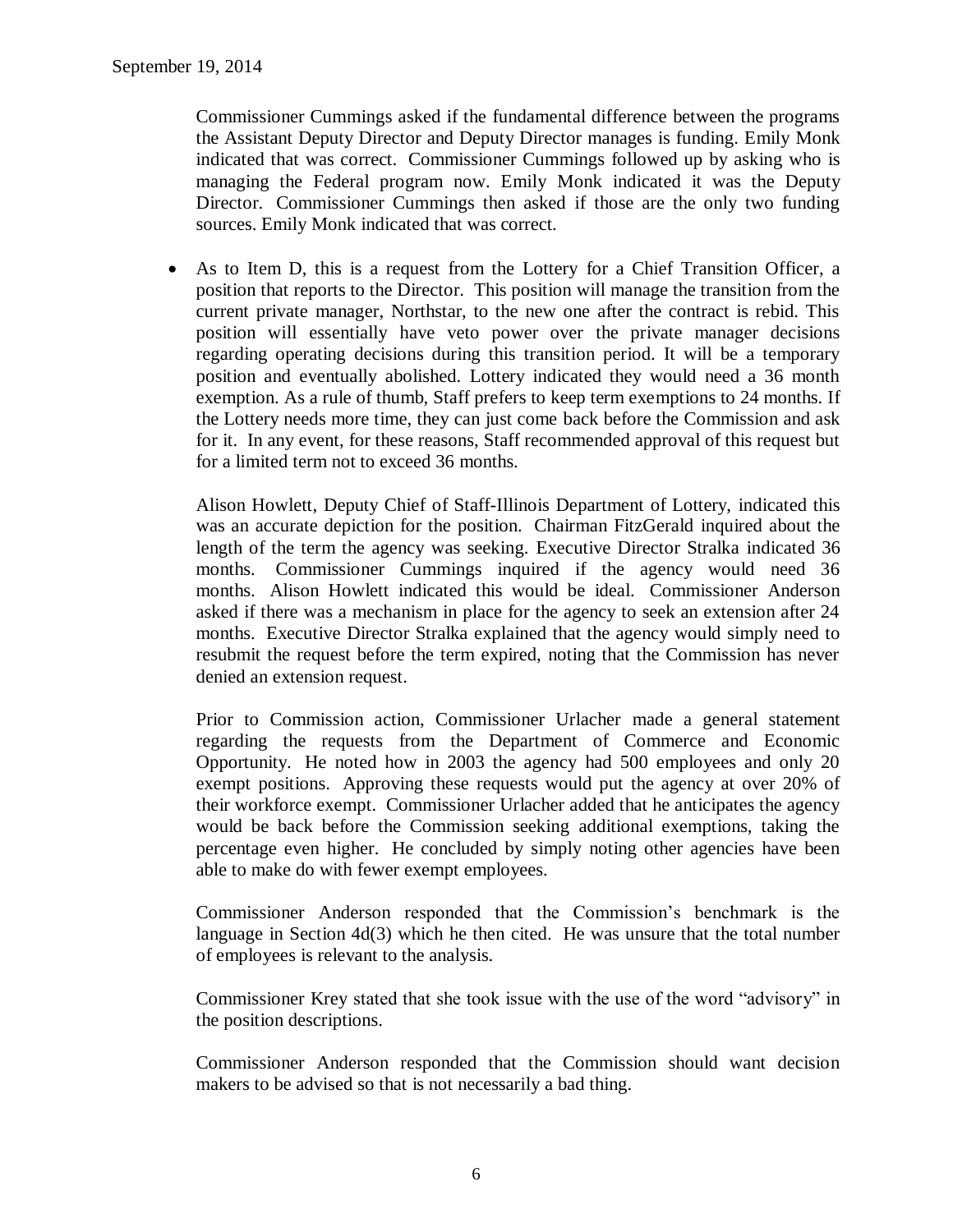Commissioner Cummings asked if the fundamental difference between the programs the Assistant Deputy Director and Deputy Director manages is funding. Emily Monk indicated that was correct. Commissioner Cummings followed up by asking who is managing the Federal program now. Emily Monk indicated it was the Deputy Director. Commissioner Cummings then asked if those are the only two funding sources. Emily Monk indicated that was correct.

- As to Item D, this is a request from the Lottery for a Chief Transition Officer, a position that reports to the Director. This position will manage the transition from the current private manager, Northstar, to the new one after the contract is rebid. This position will essentially have veto power over the private manager decisions regarding operating decisions during this transition period. It will be a temporary position and eventually abolished. Lottery indicated they would need a 36 month exemption. As a rule of thumb, Staff prefers to keep term exemptions to 24 months. If the Lottery needs more time, they can just come back before the Commission and ask for it. In any event, for these reasons, Staff recommended approval of this request but for a limited term not to exceed 36 months.

  Alison Howlett, Deputy Chief of Staff-Illinois Department of Lottery, indicated this was an accurate depiction for the position. Chairman FitzGerald inquired about the length of the term the agency was seeking. Executive Director Stralka indicated 36 months. Commissioner Cummings inquired if the agency would need 36 months. Alison Howlett indicated this would be ideal. Commissioner Anderson asked if there was a mechanism in place for the agency to seek an extension after 24 months. Executive Director Stralka explained that the agency would simply need to resubmit the request before the term expired, noting that the Commission has never denied an extension request.

  Prior to Commission action, Commissioner Urlacher made a general statement regarding the requests from the Department of Commerce and Economic Opportunity. He noted how in 2003 the agency had 500 employees and only 20 exempt positions. Approving these requests would put the agency at over 20% of their workforce exempt. Commissioner Urlacher added that he anticipates the agency would be back before the Commission seeking additional exemptions, taking the percentage even higher. He concluded by simply noting other agencies have been able to make do with fewer exempt employees.

  Commissioner Anderson responded that the Commission's benchmark is the language in Section 4d(3) which he then cited. He was unsure that the total number of employees is relevant to the analysis.

  Commissioner Krey stated that she took issue with the use of the word "advisory" in the position descriptions.

  Commissioner Anderson responded that the Commission should want decision makers to be advised so that is not necessarily a bad thing.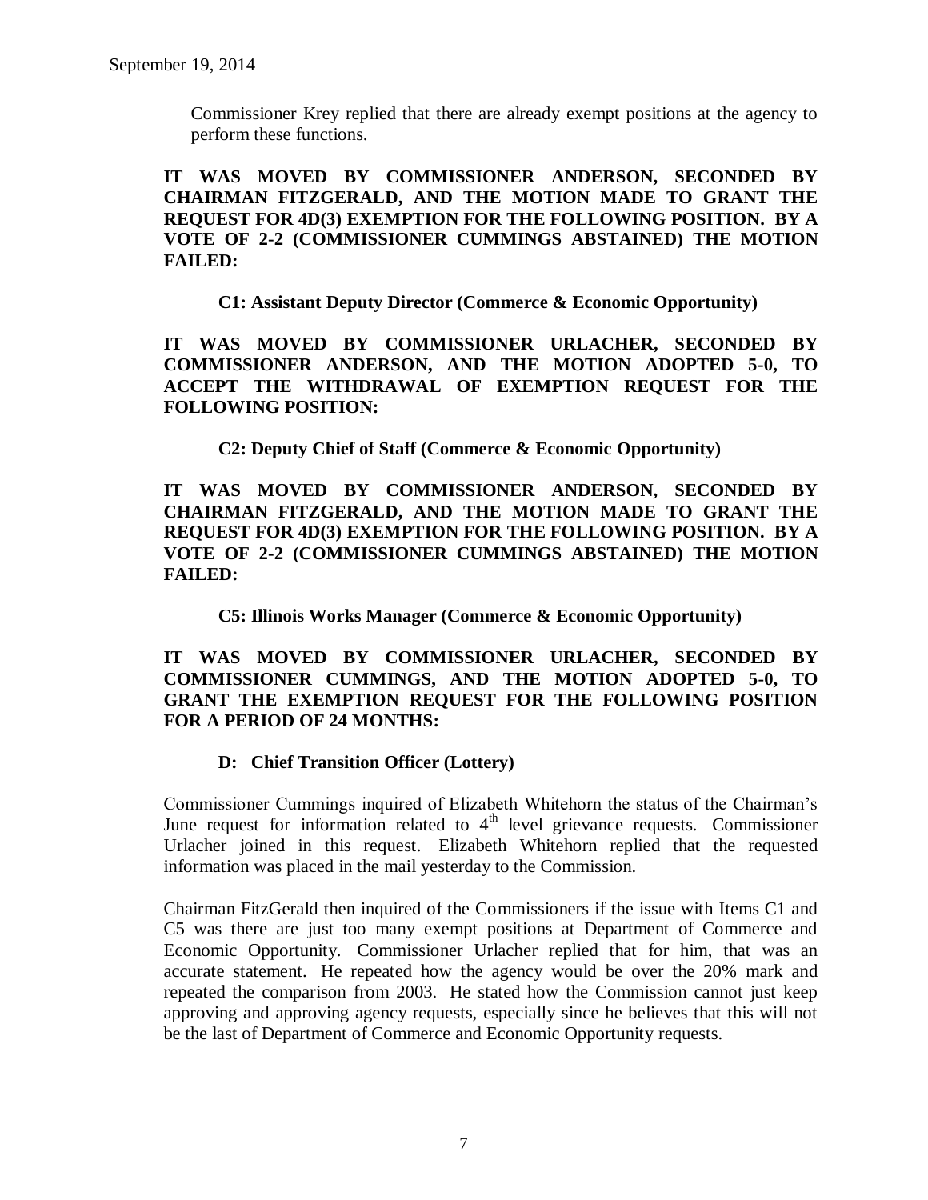Commissioner Krey replied that there are already exempt positions at the agency to perform these functions.

**IT WAS MOVED BY COMMISSIONER ANDERSON, SECONDED BY CHAIRMAN FITZGERALD, AND THE MOTION MADE TO GRANT THE REQUEST FOR 4D(3) EXEMPTION FOR THE FOLLOWING POSITION. BY A VOTE OF 2-2 (COMMISSIONER CUMMINGS ABSTAINED) THE MOTION FAILED:**

**C1: Assistant Deputy Director (Commerce & Economic Opportunity)**

**IT WAS MOVED BY COMMISSIONER URLACHER, SECONDED BY COMMISSIONER ANDERSON, AND THE MOTION ADOPTED 5-0, TO ACCEPT THE WITHDRAWAL OF EXEMPTION REQUEST FOR THE FOLLOWING POSITION:**

**C2: Deputy Chief of Staff (Commerce & Economic Opportunity)**

**IT WAS MOVED BY COMMISSIONER ANDERSON, SECONDED BY CHAIRMAN FITZGERALD, AND THE MOTION MADE TO GRANT THE REQUEST FOR 4D(3) EXEMPTION FOR THE FOLLOWING POSITION. BY A VOTE OF 2-2 (COMMISSIONER CUMMINGS ABSTAINED) THE MOTION FAILED:**

**C5: Illinois Works Manager (Commerce & Economic Opportunity)**

**IT WAS MOVED BY COMMISSIONER URLACHER, SECONDED BY COMMISSIONER CUMMINGS, AND THE MOTION ADOPTED 5-0, TO GRANT THE EXEMPTION REQUEST FOR THE FOLLOWING POSITION FOR A PERIOD OF 24 MONTHS:**

**D: Chief Transition Officer (Lottery)**

Commissioner Cummings inquired of Elizabeth Whitehorn the status of the Chairman's June request for information related to 4th level grievance requests. Commissioner Urlacher joined in this request. Elizabeth Whitehorn replied that the requested information was placed in the mail yesterday to the Commission.

Chairman FitzGerald then inquired of the Commissioners if the issue with Items C1 and C5 was there are just too many exempt positions at Department of Commerce and Economic Opportunity. Commissioner Urlacher replied that for him, that was an accurate statement. He repeated how the agency would be over the 20% mark and repeated the comparison from 2003. He stated how the Commission cannot just keep approving and approving agency requests, especially since he believes that this will not be the last of Department of Commerce and Economic Opportunity requests.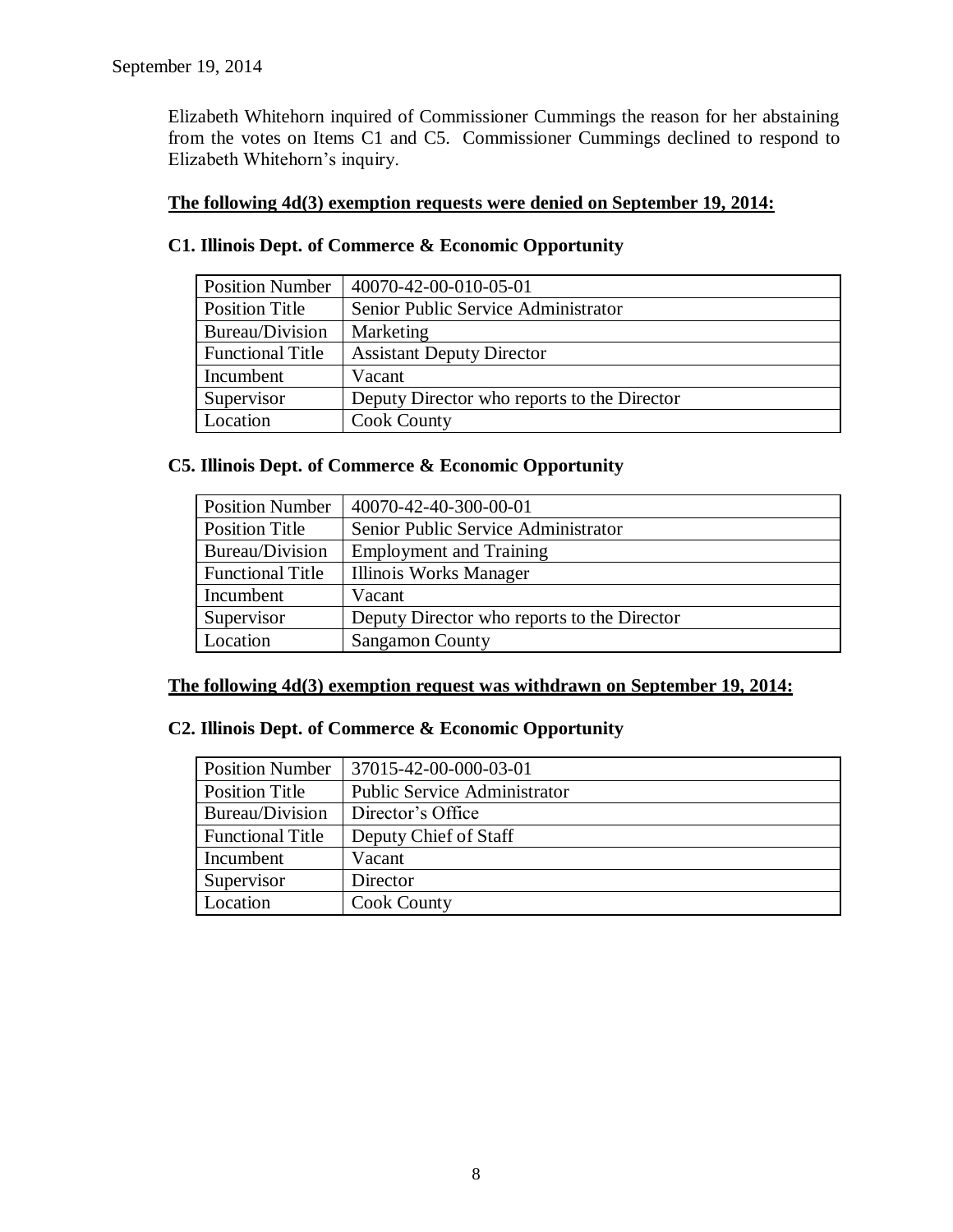September 19, 2014

Elizabeth Whitehorn inquired of Commissioner Cummings the reason for her abstaining from the votes on Items C1 and C5. Commissioner Cummings declined to respond to Elizabeth Whitehorn's inquiry.

**The following 4d(3) exemption requests were denied on September 19, 2014:**

### C1. Illinois Dept. of Commerce & Economic Opportunity

| Position Number | 40070-42-00-010-05-01 |
|---|---|
| Position Title | Senior Public Service Administrator |
| Bureau/Division | Marketing |
| Functional Title | Assistant Deputy Director |
| Incumbent | Vacant |
| Supervisor | Deputy Director who reports to the Director |
| Location | Cook County |

### C5. Illinois Dept. of Commerce & Economic Opportunity

| Position Number | 40070-42-40-300-00-01 |
|---|---|
| Position Title | Senior Public Service Administrator |
| Bureau/Division | Employment and Training |
| Functional Title | Illinois Works Manager |
| Incumbent | Vacant |
| Supervisor | Deputy Director who reports to the Director |
| Location | Sangamon County |

**The following 4d(3) exemption request was withdrawn on September 19, 2014:**

### C2. Illinois Dept. of Commerce & Economic Opportunity

| Position Number | 37015-42-00-000-03-01 |
|---|---|
| Position Title | Public Service Administrator |
| Bureau/Division | Director's Office |
| Functional Title | Deputy Chief of Staff |
| Incumbent | Vacant |
| Supervisor | Director |
| Location | Cook County |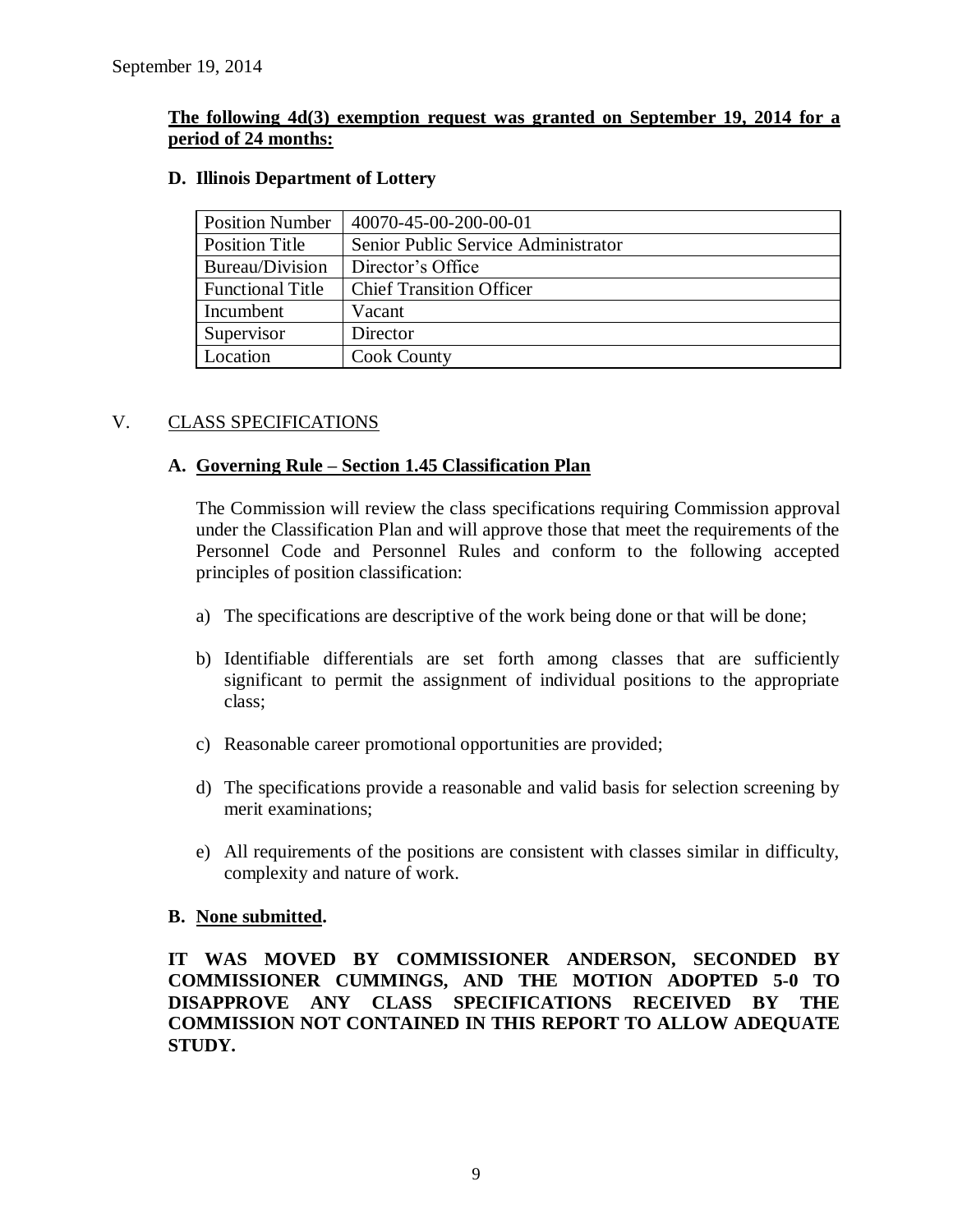September 19, 2014

**The following 4d(3) exemption request was granted on September 19, 2014 for a period of 24 months:**

**D. Illinois Department of Lottery**

| Position Number | 40070-45-00-200-00-01 |
|---|---|
| Position Title | Senior Public Service Administrator |
| Bureau/Division | Director's Office |
| Functional Title | Chief Transition Officer |
| Incumbent | Vacant |
| Supervisor | Director |
| Location | Cook County |

V. CLASS SPECIFICATIONS

**A. Governing Rule – Section 1.45 Classification Plan**

The Commission will review the class specifications requiring Commission approval under the Classification Plan and will approve those that meet the requirements of the Personnel Code and Personnel Rules and conform to the following accepted principles of position classification:

a) The specifications are descriptive of the work being done or that will be done;

b) Identifiable differentials are set forth among classes that are sufficiently significant to permit the assignment of individual positions to the appropriate class;

c) Reasonable career promotional opportunities are provided;

d) The specifications provide a reasonable and valid basis for selection screening by merit examinations;

e) All requirements of the positions are consistent with classes similar in difficulty, complexity and nature of work.

**B. None submitted.**

**IT WAS MOVED BY COMMISSIONER ANDERSON, SECONDED BY COMMISSIONER CUMMINGS, AND THE MOTION ADOPTED 5-0 TO DISAPPROVE ANY CLASS SPECIFICATIONS RECEIVED BY THE COMMISSION NOT CONTAINED IN THIS REPORT TO ALLOW ADEQUATE STUDY.**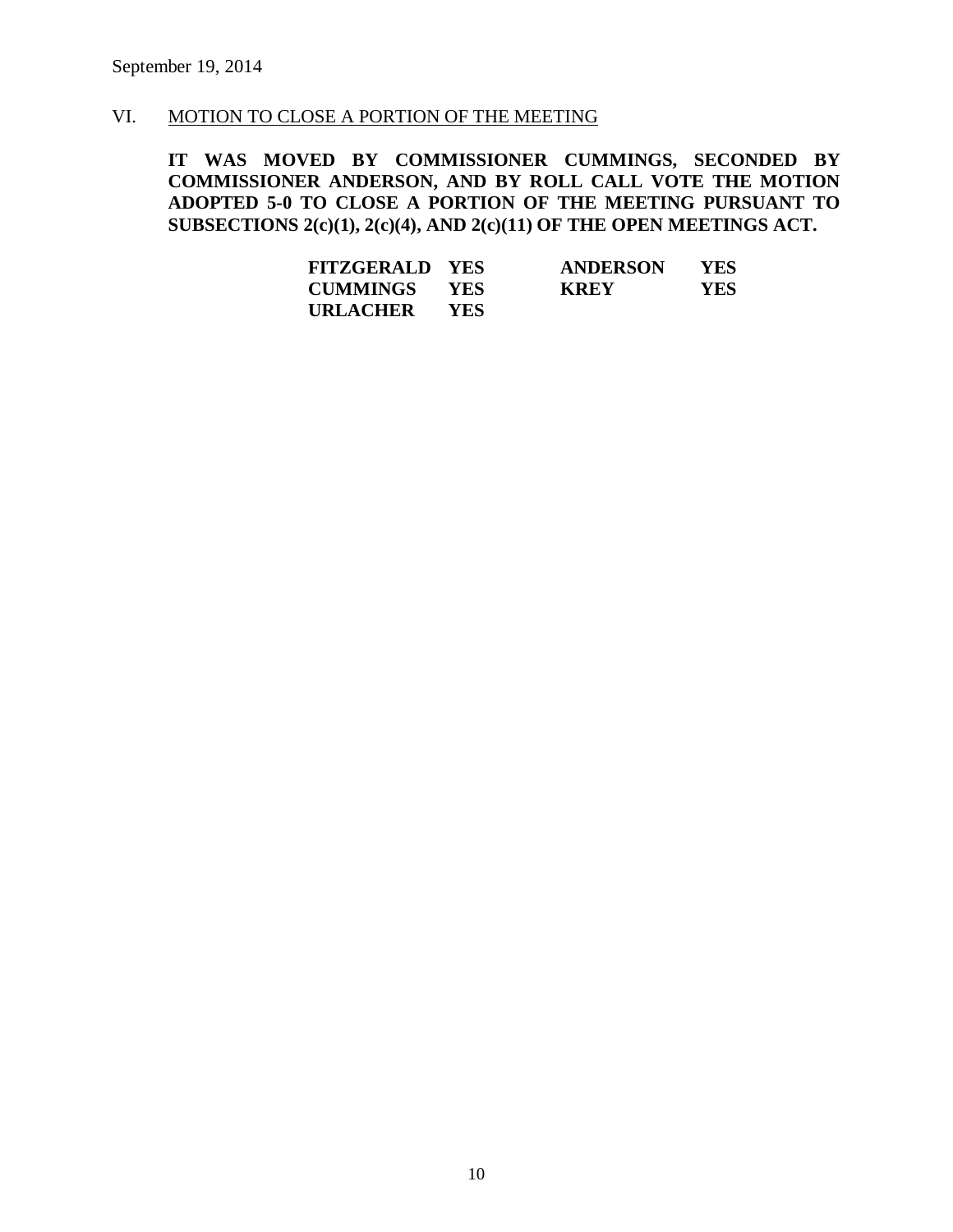September 19, 2014

VI. MOTION TO CLOSE A PORTION OF THE MEETING

**IT WAS MOVED BY COMMISSIONER CUMMINGS, SECONDED BY COMMISSIONER ANDERSON, AND BY ROLL CALL VOTE THE MOTION ADOPTED 5-0 TO CLOSE A PORTION OF THE MEETING PURSUANT TO SUBSECTIONS 2(c)(1), 2(c)(4), AND 2(c)(11) OF THE OPEN MEETINGS ACT.**

| | | | |
|---|---|---|---|
| **FITZGERALD** | **YES** | **ANDERSON** | **YES** |
| **CUMMINGS** | **YES** | **KREY** | **YES** |
| **URLACHER** | **YES** | | |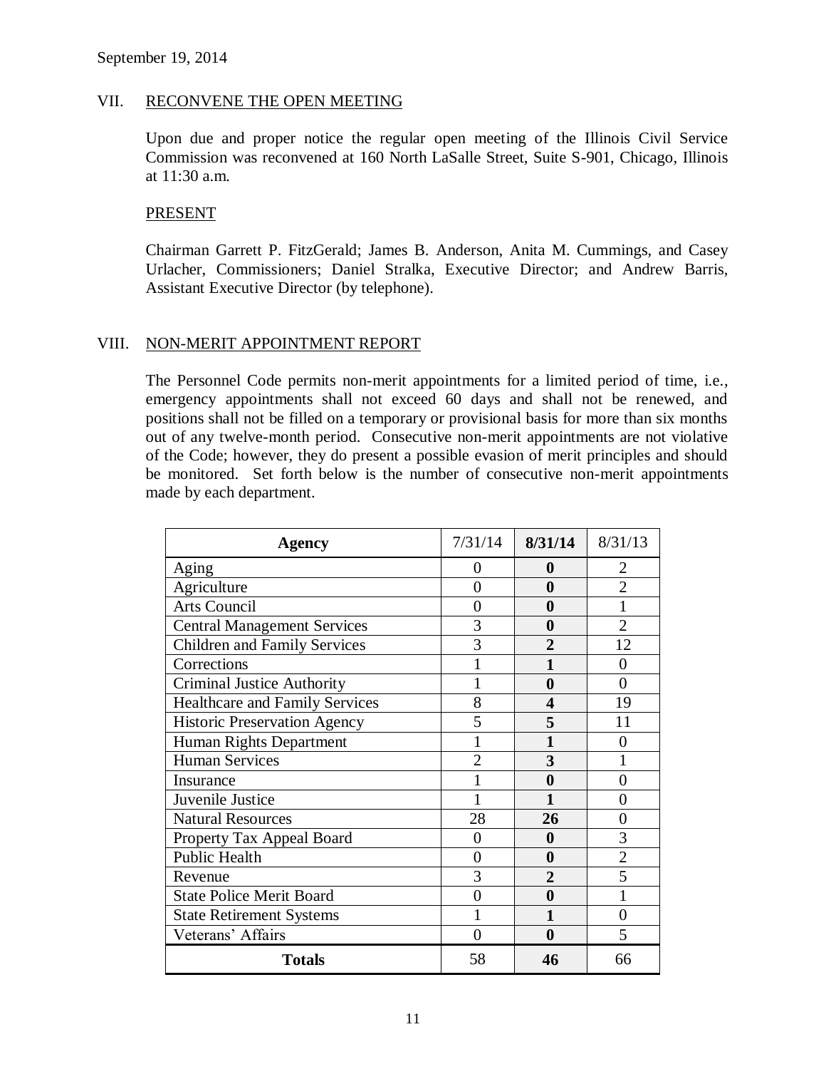September 19, 2014

## VII. RECONVENE THE OPEN MEETING

Upon due and proper notice the regular open meeting of the Illinois Civil Service Commission was reconvened at 160 North LaSalle Street, Suite S-901, Chicago, Illinois at 11:30 a.m.

### PRESENT

Chairman Garrett P. FitzGerald; James B. Anderson, Anita M. Cummings, and Casey Urlacher, Commissioners; Daniel Stralka, Executive Director; and Andrew Barris, Assistant Executive Director (by telephone).

## VIII. NON-MERIT APPOINTMENT REPORT

The Personnel Code permits non-merit appointments for a limited period of time, i.e., emergency appointments shall not exceed 60 days and shall not be renewed, and positions shall not be filled on a temporary or provisional basis for more than six months out of any twelve-month period. Consecutive non-merit appointments are not violative of the Code; however, they do present a possible evasion of merit principles and should be monitored. Set forth below is the number of consecutive non-merit appointments made by each department.

| **Agency** | 7/31/14 | **8/31/14** | 8/31/13 |
|---|---|---|---|
| Aging | 0 | **0** | 2 |
| Agriculture | 0 | **0** | 2 |
| Arts Council | 0 | **0** | 1 |
| Central Management Services | 3 | **0** | 2 |
| Children and Family Services | 3 | **2** | 12 |
| Corrections | 1 | **1** | 0 |
| Criminal Justice Authority | 1 | **0** | 0 |
| Healthcare and Family Services | 8 | **4** | 19 |
| Historic Preservation Agency | 5 | **5** | 11 |
| Human Rights Department | 1 | **1** | 0 |
| Human Services | 2 | **3** | 1 |
| Insurance | 1 | **0** | 0 |
| Juvenile Justice | 1 | **1** | 0 |
| Natural Resources | 28 | **26** | 0 |
| Property Tax Appeal Board | 0 | **0** | 3 |
| Public Health | 0 | **0** | 2 |
| Revenue | 3 | **2** | 5 |
| State Police Merit Board | 0 | **0** | 1 |
| State Retirement Systems | 1 | **1** | 0 |
| Veterans' Affairs | 0 | **0** | 5 |
| **Totals** | 58 | **46** | 66 |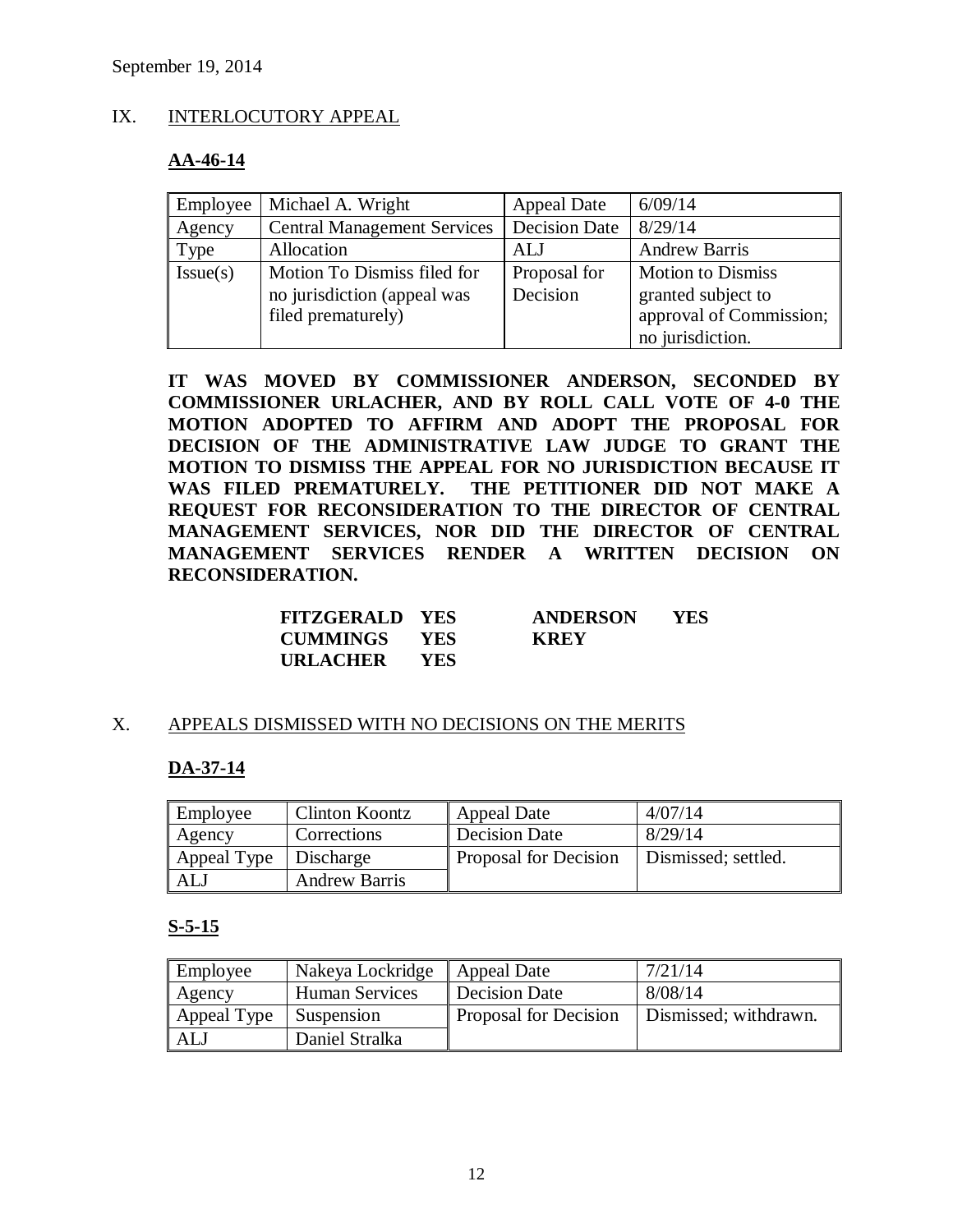September 19, 2014

## IX. INTERLOCUTORY APPEAL

### AA-46-14

| Employee | Michael A. Wright | Appeal Date | 6/09/14 |
|---|---|---|---|
| Agency | Central Management Services | Decision Date | 8/29/14 |
| Type | Allocation | ALJ | Andrew Barris |
| Issue(s) | Motion To Dismiss filed for no jurisdiction (appeal was filed prematurely) | Proposal for Decision | Motion to Dismiss granted subject to approval of Commission; no jurisdiction. |

**IT WAS MOVED BY COMMISSIONER ANDERSON, SECONDED BY COMMISSIONER URLACHER, AND BY ROLL CALL VOTE OF 4-0 THE MOTION ADOPTED TO AFFIRM AND ADOPT THE PROPOSAL FOR DECISION OF THE ADMINISTRATIVE LAW JUDGE TO GRANT THE MOTION TO DISMISS THE APPEAL FOR NO JURISDICTION BECAUSE IT WAS FILED PREMATURELY. THE PETITIONER DID NOT MAKE A REQUEST FOR RECONSIDERATION TO THE DIRECTOR OF CENTRAL MANAGEMENT SERVICES, NOR DID THE DIRECTOR OF CENTRAL MANAGEMENT SERVICES RENDER A WRITTEN DECISION ON RECONSIDERATION.**

| | | | |
|---|---|---|---|
| **FITZGERALD** | **YES** | **ANDERSON** | **YES** |
| **CUMMINGS** | **YES** | **KREY** | |
| **URLACHER** | **YES** | | |

## X. APPEALS DISMISSED WITH NO DECISIONS ON THE MERITS

### DA-37-14

| Employee | Clinton Koontz | Appeal Date | 4/07/14 |
|---|---|---|---|
| Agency | Corrections | Decision Date | 8/29/14 |
| Appeal Type | Discharge | Proposal for Decision | Dismissed; settled. |
| ALJ | Andrew Barris | | |

### S-5-15

| Employee | Nakeya Lockridge | Appeal Date | 7/21/14 |
|---|---|---|---|
| Agency | Human Services | Decision Date | 8/08/14 |
| Appeal Type | Suspension | Proposal for Decision | Dismissed; withdrawn. |
| ALJ | Daniel Stralka | | |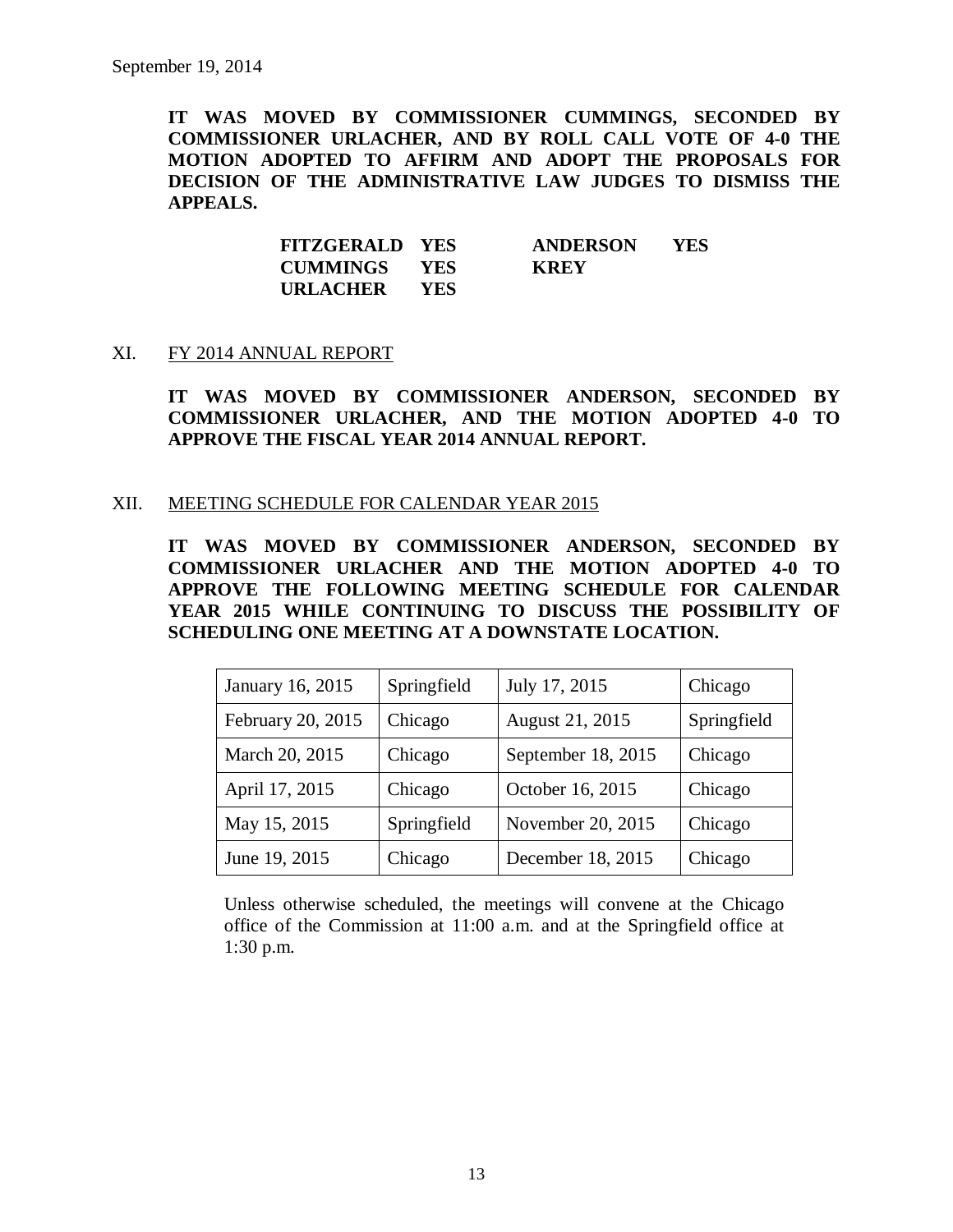**IT WAS MOVED BY COMMISSIONER CUMMINGS, SECONDED BY COMMISSIONER URLACHER, AND BY ROLL CALL VOTE OF 4-0 THE MOTION ADOPTED TO AFFIRM AND ADOPT THE PROPOSALS FOR DECISION OF THE ADMINISTRATIVE LAW JUDGES TO DISMISS THE APPEALS.**

| | | | |
|---|---|---|---|
| **FITZGERALD** | **YES** | **ANDERSON** | **YES** |
| **CUMMINGS** | **YES** | **KREY** | |
| **URLACHER** | **YES** | | |

XI. FY 2014 ANNUAL REPORT

**IT WAS MOVED BY COMMISSIONER ANDERSON, SECONDED BY COMMISSIONER URLACHER, AND THE MOTION ADOPTED 4-0 TO APPROVE THE FISCAL YEAR 2014 ANNUAL REPORT.**

XII. MEETING SCHEDULE FOR CALENDAR YEAR 2015

**IT WAS MOVED BY COMMISSIONER ANDERSON, SECONDED BY COMMISSIONER URLACHER AND THE MOTION ADOPTED 4-0 TO APPROVE THE FOLLOWING MEETING SCHEDULE FOR CALENDAR YEAR 2015 WHILE CONTINUING TO DISCUSS THE POSSIBILITY OF SCHEDULING ONE MEETING AT A DOWNSTATE LOCATION.**

| | | | |
|---|---|---|---|
| January 16, 2015 | Springfield | July 17, 2015 | Chicago |
| February 20, 2015 | Chicago | August 21, 2015 | Springfield |
| March 20, 2015 | Chicago | September 18, 2015 | Chicago |
| April 17, 2015 | Chicago | October 16, 2015 | Chicago |
| May 15, 2015 | Springfield | November 20, 2015 | Chicago |
| June 19, 2015 | Chicago | December 18, 2015 | Chicago |

Unless otherwise scheduled, the meetings will convene at the Chicago office of the Commission at 11:00 a.m. and at the Springfield office at 1:30 p.m.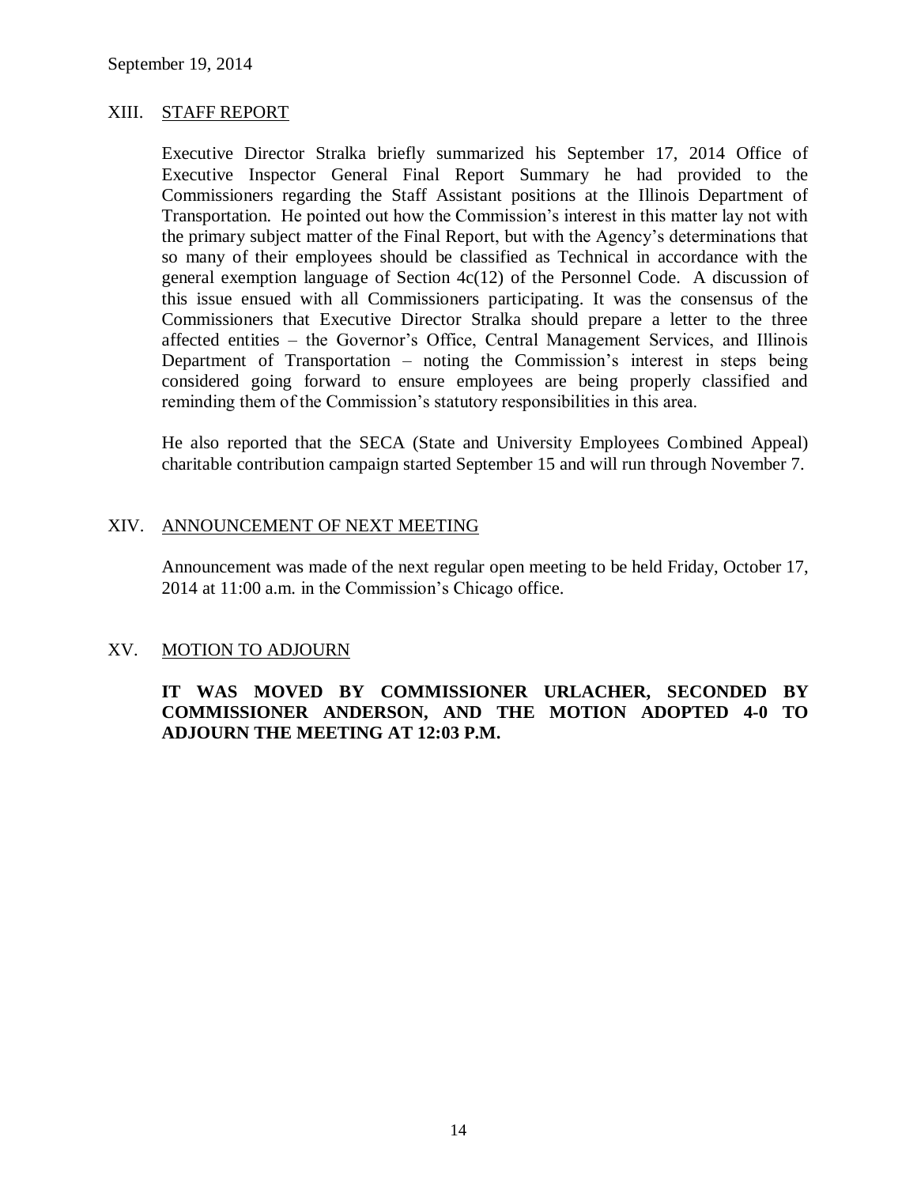September 19, 2014

## XIII. STAFF REPORT

Executive Director Stralka briefly summarized his September 17, 2014 Office of Executive Inspector General Final Report Summary he had provided to the Commissioners regarding the Staff Assistant positions at the Illinois Department of Transportation. He pointed out how the Commission's interest in this matter lay not with the primary subject matter of the Final Report, but with the Agency's determinations that so many of their employees should be classified as Technical in accordance with the general exemption language of Section 4c(12) of the Personnel Code. A discussion of this issue ensued with all Commissioners participating. It was the consensus of the Commissioners that Executive Director Stralka should prepare a letter to the three affected entities – the Governor's Office, Central Management Services, and Illinois Department of Transportation – noting the Commission's interest in steps being considered going forward to ensure employees are being properly classified and reminding them of the Commission's statutory responsibilities in this area.

He also reported that the SECA (State and University Employees Combined Appeal) charitable contribution campaign started September 15 and will run through November 7.

## XIV. ANNOUNCEMENT OF NEXT MEETING

Announcement was made of the next regular open meeting to be held Friday, October 17, 2014 at 11:00 a.m. in the Commission's Chicago office.

## XV. MOTION TO ADJOURN

**IT WAS MOVED BY COMMISSIONER URLACHER, SECONDED BY COMMISSIONER ANDERSON, AND THE MOTION ADOPTED 4-0 TO ADJOURN THE MEETING AT 12:03 P.M.**